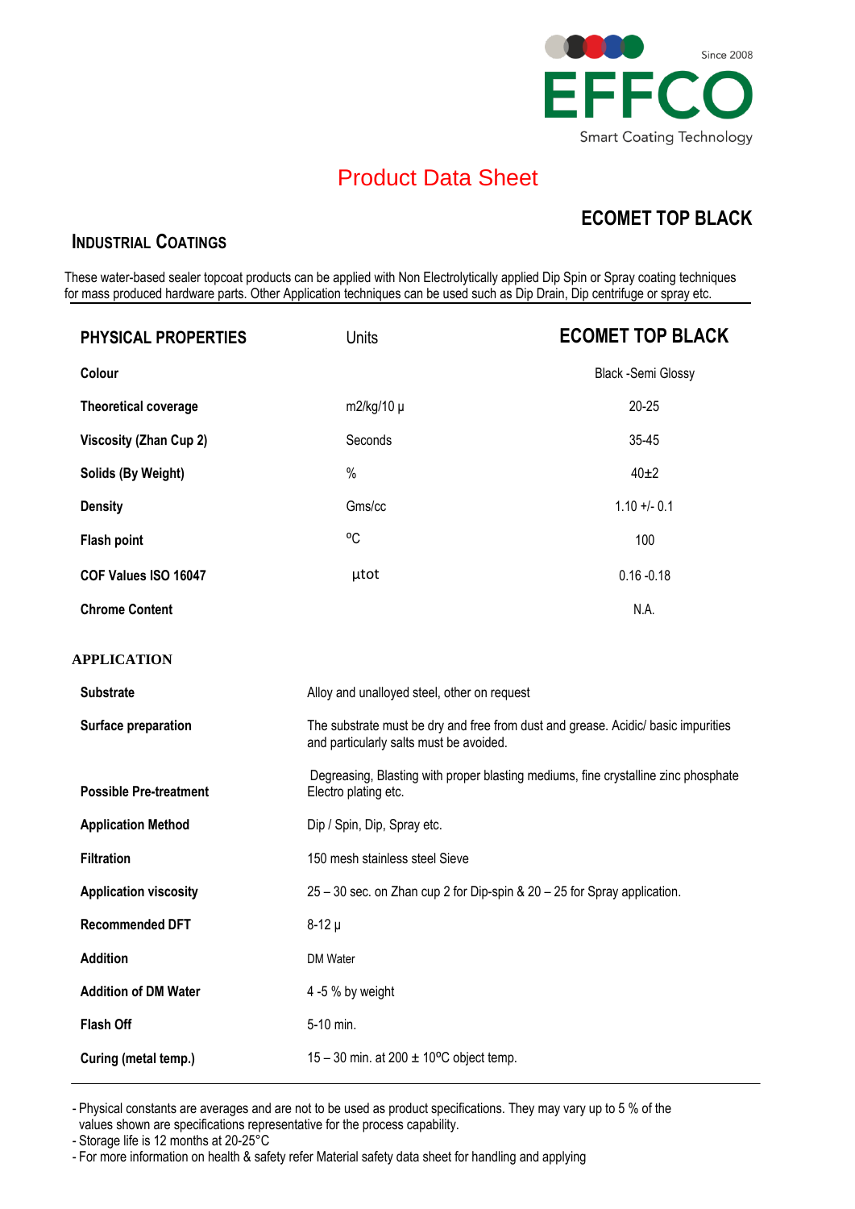EFFCO

Since 2008

Smart Coating Technology

# Product Data Sheet

## ECOMET TOP BLACK

### INDUSTRIAL COATINGS

These water-based sealer topcoat products can be applied with Non Electrolytically applied Dip Spin or Spray coating techniques for mass produced hardware parts. Other Application techniques can be used such as Dip Drain, Dip centrifuge or spray etc.

| PHYSICAL PROPERTIES | Units | ECOMET TOP BLACK |
|---|---|---|
| **Colour** | | Black -Semi Glossy |
| **Theoretical coverage** | m2/kg/10 µ | 20-25 |
| **Viscosity (Zhan Cup 2)** | Seconds | 35-45 |
| **Solids (By Weight)** | % | 40±2 |
| **Density** | Gms/cc | 1.10 +/- 0.1 |
| **Flash point** | ºC | 100 |
| **COF Values ISO 16047** | µtot | 0.16 -0.18 |
| **Chrome Content** | | N.A. |

### APPLICATION

| | |
|---|---|
| **Substrate** | Alloy and unalloyed steel, other on request |
| **Surface preparation** | The substrate must be dry and free from dust and grease. Acidic/ basic impurities and particularly salts must be avoided. |
| **Possible Pre-treatment** | Degreasing, Blasting with proper blasting mediums, fine crystalline zinc phosphate Electro plating etc. |
| **Application Method** | Dip / Spin, Dip, Spray etc. |
| **Filtration** | 150 mesh stainless steel Sieve |
| **Application viscosity** | 25 – 30 sec. on Zhan cup 2 for Dip-spin & 20 – 25 for Spray application. |
| **Recommended DFT** | 8-12 µ |
| **Addition** | DM Water |
| **Addition of DM Water** | 4 -5 % by weight |
| **Flash Off** | 5-10 min. |
| **Curing (metal temp.)** | 15 – 30 min. at 200 ± 10ºC object temp. |

- Physical constants are averages and are not to be used as product specifications. They may vary up to 5 % of the values shown are specifications representative for the process capability.
- Storage life is 12 months at 20-25°C
- For more information on health & safety refer Material safety data sheet for handling and applying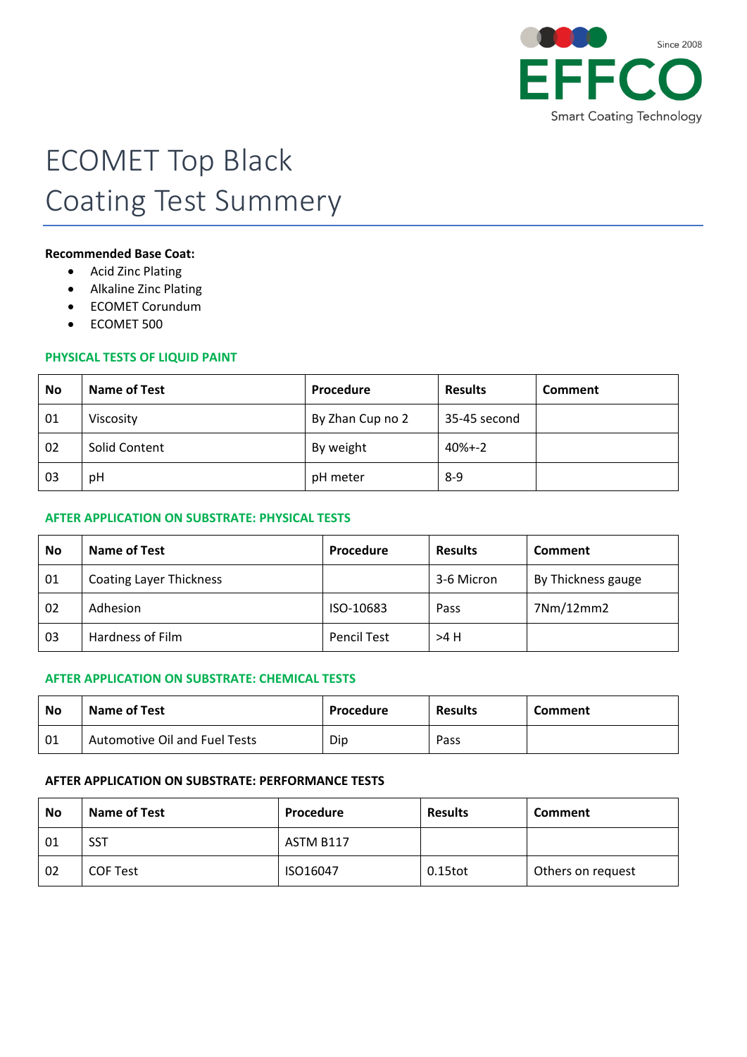Since 2008

# EFFCO

Smart Coating Technology

# ECOMET Top Black Coating Test Summery

**Recommended Base Coat:**

- Acid Zinc Plating
- Alkaline Zinc Plating
- ECOMET Corundum
- ECOMET 500

### PHYSICAL TESTS OF LIQUID PAINT

| No | Name of Test | Procedure | Results | Comment |
|---|---|---|---|---|
| 01 | Viscosity | By Zhan Cup no 2 | 35-45 second | |
| 02 | Solid Content | By weight | 40%+-2 | |
| 03 | pH | pH meter | 8-9 | |

### AFTER APPLICATION ON SUBSTRATE: PHYSICAL TESTS

| No | Name of Test | Procedure | Results | Comment |
|---|---|---|---|---|
| 01 | Coating Layer Thickness | | 3-6 Micron | By Thickness gauge |
| 02 | Adhesion | ISO-10683 | Pass | 7Nm/12mm2 |
| 03 | Hardness of Film | Pencil Test | >4 H | |

### AFTER APPLICATION ON SUBSTRATE: CHEMICAL TESTS

| No | Name of Test | Procedure | Results | Comment |
|---|---|---|---|---|
| 01 | Automotive Oil and Fuel Tests | Dip | Pass | |

### AFTER APPLICATION ON SUBSTRATE: PERFORMANCE TESTS

| No | Name of Test | Procedure | Results | Comment |
|---|---|---|---|---|
| 01 | SST | ASTM B117 | | |
| 02 | COF Test | ISO16047 | 0.15tot | Others on request |